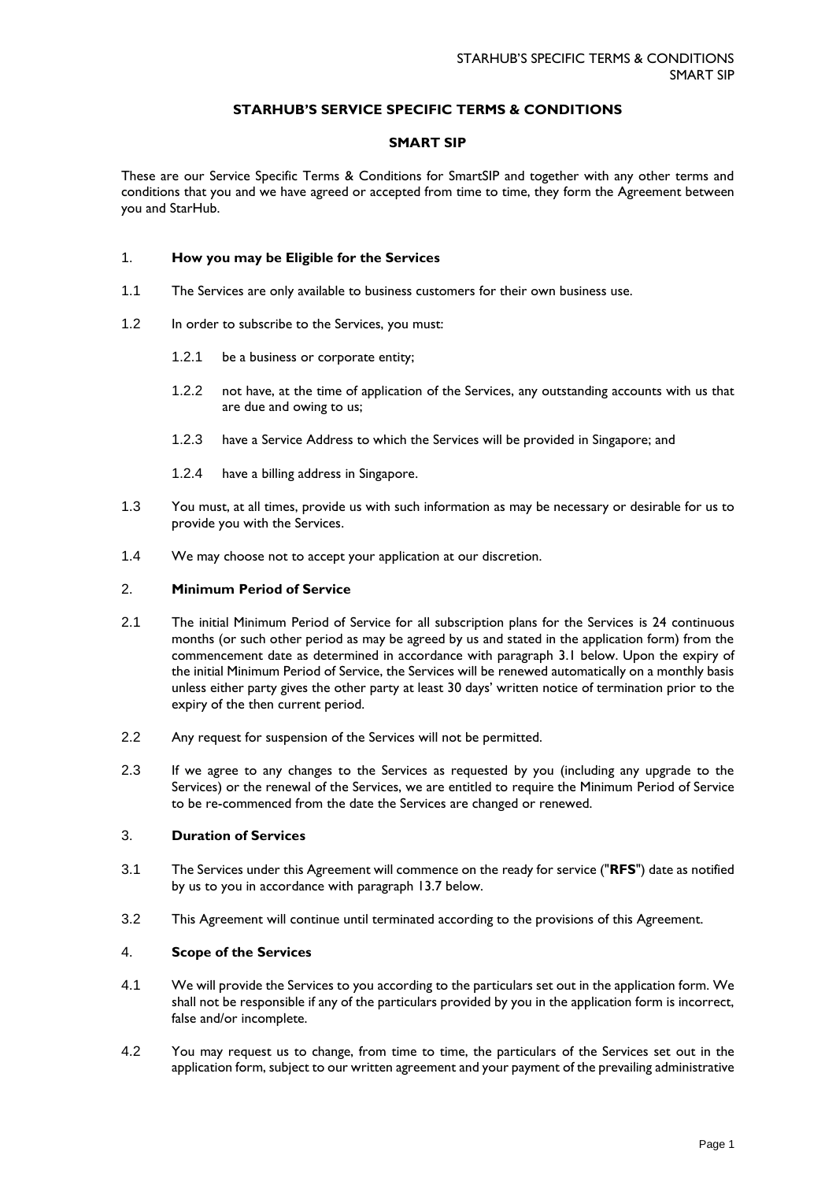# STARHUB'S SERVICE SPECIFIC TERMS & CONDITIONS

## SMART SIP

These are our Service Specific Terms & Conditions for SmartSIP and together with any other terms and conditions that you and we have agreed or accepted from time to time, they form the Agreement between you and StarHub.

### 1. How you may be Eligible for the Services

1.1 The Services are only available to business customers for their own business use.

1.2 In order to subscribe to the Services, you must:

1.2.1 be a business or corporate entity;

1.2.2 not have, at the time of application of the Services, any outstanding accounts with us that are due and owing to us;

1.2.3 have a Service Address to which the Services will be provided in Singapore; and

1.2.4 have a billing address in Singapore.

1.3 You must, at all times, provide us with such information as may be necessary or desirable for us to provide you with the Services.

1.4 We may choose not to accept your application at our discretion.

### 2. Minimum Period of Service

2.1 The initial Minimum Period of Service for all subscription plans for the Services is 24 continuous months (or such other period as may be agreed by us and stated in the application form) from the commencement date as determined in accordance with paragraph 3.1 below. Upon the expiry of the initial Minimum Period of Service, the Services will be renewed automatically on a monthly basis unless either party gives the other party at least 30 days' written notice of termination prior to the expiry of the then current period.

2.2 Any request for suspension of the Services will not be permitted.

2.3 If we agree to any changes to the Services as requested by you (including any upgrade to the Services) or the renewal of the Services, we are entitled to require the Minimum Period of Service to be re-commenced from the date the Services are changed or renewed.

### 3. Duration of Services

3.1 The Services under this Agreement will commence on the ready for service ("**RFS**") date as notified by us to you in accordance with paragraph 13.7 below.

3.2 This Agreement will continue until terminated according to the provisions of this Agreement.

### 4. Scope of the Services

4.1 We will provide the Services to you according to the particulars set out in the application form. We shall not be responsible if any of the particulars provided by you in the application form is incorrect, false and/or incomplete.

4.2 You may request us to change, from time to time, the particulars of the Services set out in the application form, subject to our written agreement and your payment of the prevailing administrative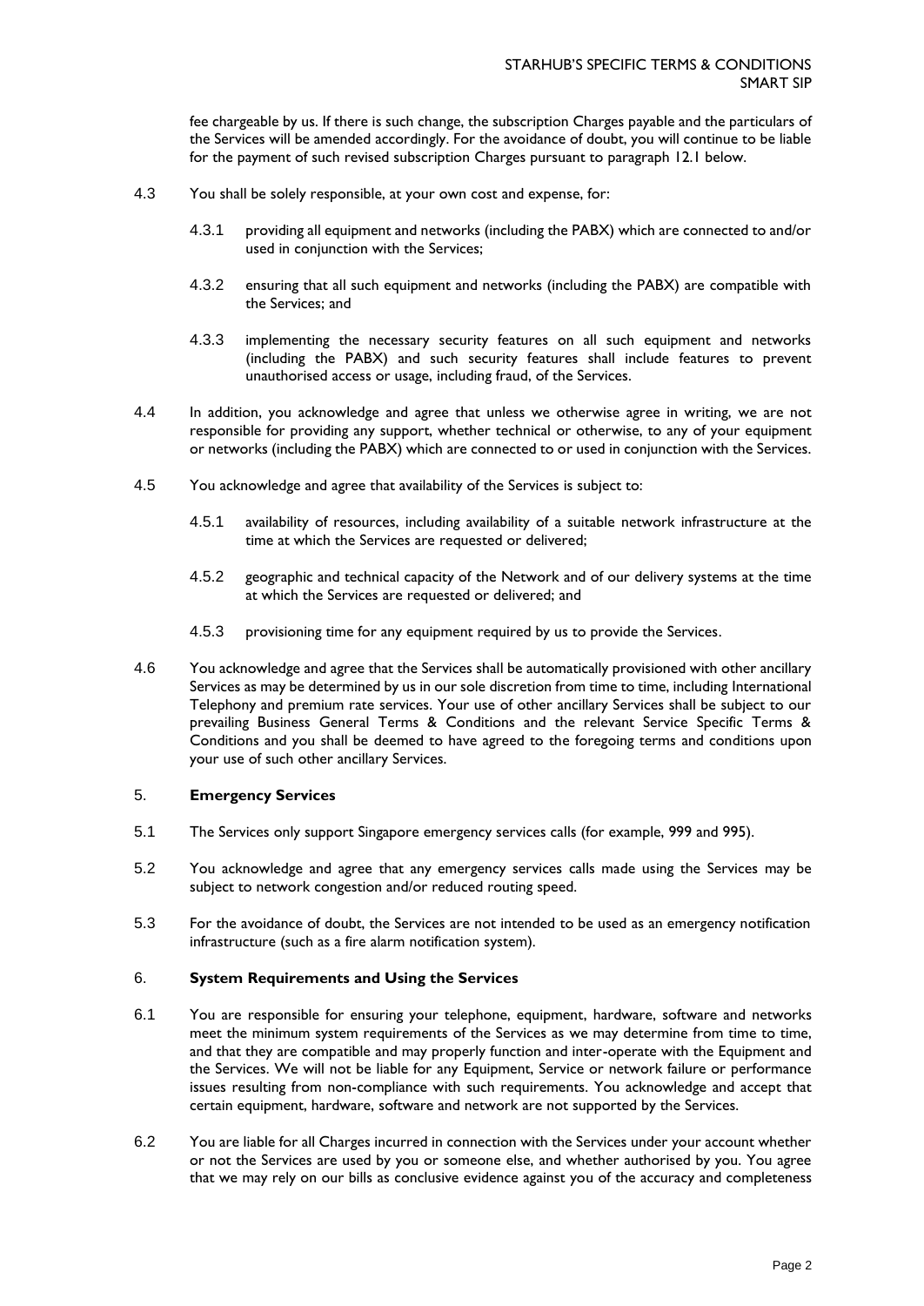fee chargeable by us. If there is such change, the subscription Charges payable and the particulars of the Services will be amended accordingly. For the avoidance of doubt, you will continue to be liable for the payment of such revised subscription Charges pursuant to paragraph 12.1 below.

4.3 You shall be solely responsible, at your own cost and expense, for:

4.3.1 providing all equipment and networks (including the PABX) which are connected to and/or used in conjunction with the Services;

4.3.2 ensuring that all such equipment and networks (including the PABX) are compatible with the Services; and

4.3.3 implementing the necessary security features on all such equipment and networks (including the PABX) and such security features shall include features to prevent unauthorised access or usage, including fraud, of the Services.

4.4 In addition, you acknowledge and agree that unless we otherwise agree in writing, we are not responsible for providing any support, whether technical or otherwise, to any of your equipment or networks (including the PABX) which are connected to or used in conjunction with the Services.

4.5 You acknowledge and agree that availability of the Services is subject to:

4.5.1 availability of resources, including availability of a suitable network infrastructure at the time at which the Services are requested or delivered;

4.5.2 geographic and technical capacity of the Network and of our delivery systems at the time at which the Services are requested or delivered; and

4.5.3 provisioning time for any equipment required by us to provide the Services.

4.6 You acknowledge and agree that the Services shall be automatically provisioned with other ancillary Services as may be determined by us in our sole discretion from time to time, including International Telephony and premium rate services. Your use of other ancillary Services shall be subject to our prevailing Business General Terms & Conditions and the relevant Service Specific Terms & Conditions and you shall be deemed to have agreed to the foregoing terms and conditions upon your use of such other ancillary Services.

## 5. **Emergency Services**

5.1 The Services only support Singapore emergency services calls (for example, 999 and 995).

5.2 You acknowledge and agree that any emergency services calls made using the Services may be subject to network congestion and/or reduced routing speed.

5.3 For the avoidance of doubt, the Services are not intended to be used as an emergency notification infrastructure (such as a fire alarm notification system).

## 6. **System Requirements and Using the Services**

6.1 You are responsible for ensuring your telephone, equipment, hardware, software and networks meet the minimum system requirements of the Services as we may determine from time to time, and that they are compatible and may properly function and inter-operate with the Equipment and the Services. We will not be liable for any Equipment, Service or network failure or performance issues resulting from non-compliance with such requirements. You acknowledge and accept that certain equipment, hardware, software and network are not supported by the Services.

6.2 You are liable for all Charges incurred in connection with the Services under your account whether or not the Services are used by you or someone else, and whether authorised by you. You agree that we may rely on our bills as conclusive evidence against you of the accuracy and completeness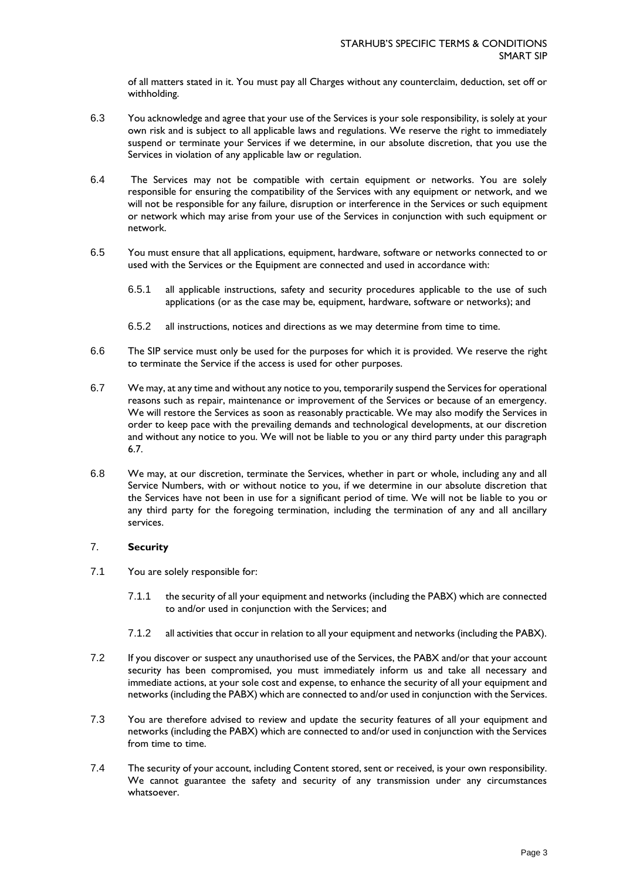of all matters stated in it. You must pay all Charges without any counterclaim, deduction, set off or withholding.

6.3 You acknowledge and agree that your use of the Services is your sole responsibility, is solely at your own risk and is subject to all applicable laws and regulations. We reserve the right to immediately suspend or terminate your Services if we determine, in our absolute discretion, that you use the Services in violation of any applicable law or regulation.

6.4 The Services may not be compatible with certain equipment or networks. You are solely responsible for ensuring the compatibility of the Services with any equipment or network, and we will not be responsible for any failure, disruption or interference in the Services or such equipment or network which may arise from your use of the Services in conjunction with such equipment or network.

6.5 You must ensure that all applications, equipment, hardware, software or networks connected to or used with the Services or the Equipment are connected and used in accordance with:

6.5.1 all applicable instructions, safety and security procedures applicable to the use of such applications (or as the case may be, equipment, hardware, software or networks); and

6.5.2 all instructions, notices and directions as we may determine from time to time.

6.6 The SIP service must only be used for the purposes for which it is provided. We reserve the right to terminate the Service if the access is used for other purposes.

6.7 We may, at any time and without any notice to you, temporarily suspend the Services for operational reasons such as repair, maintenance or improvement of the Services or because of an emergency. We will restore the Services as soon as reasonably practicable. We may also modify the Services in order to keep pace with the prevailing demands and technological developments, at our discretion and without any notice to you. We will not be liable to you or any third party under this paragraph 6.7.

6.8 We may, at our discretion, terminate the Services, whether in part or whole, including any and all Service Numbers, with or without notice to you, if we determine in our absolute discretion that the Services have not been in use for a significant period of time. We will not be liable to you or any third party for the foregoing termination, including the termination of any and all ancillary services.

## 7. **Security**

7.1 You are solely responsible for:

7.1.1 the security of all your equipment and networks (including the PABX) which are connected to and/or used in conjunction with the Services; and

7.1.2 all activities that occur in relation to all your equipment and networks (including the PABX).

7.2 If you discover or suspect any unauthorised use of the Services, the PABX and/or that your account security has been compromised, you must immediately inform us and take all necessary and immediate actions, at your sole cost and expense, to enhance the security of all your equipment and networks (including the PABX) which are connected to and/or used in conjunction with the Services.

7.3 You are therefore advised to review and update the security features of all your equipment and networks (including the PABX) which are connected to and/or used in conjunction with the Services from time to time.

7.4 The security of your account, including Content stored, sent or received, is your own responsibility. We cannot guarantee the safety and security of any transmission under any circumstances whatsoever.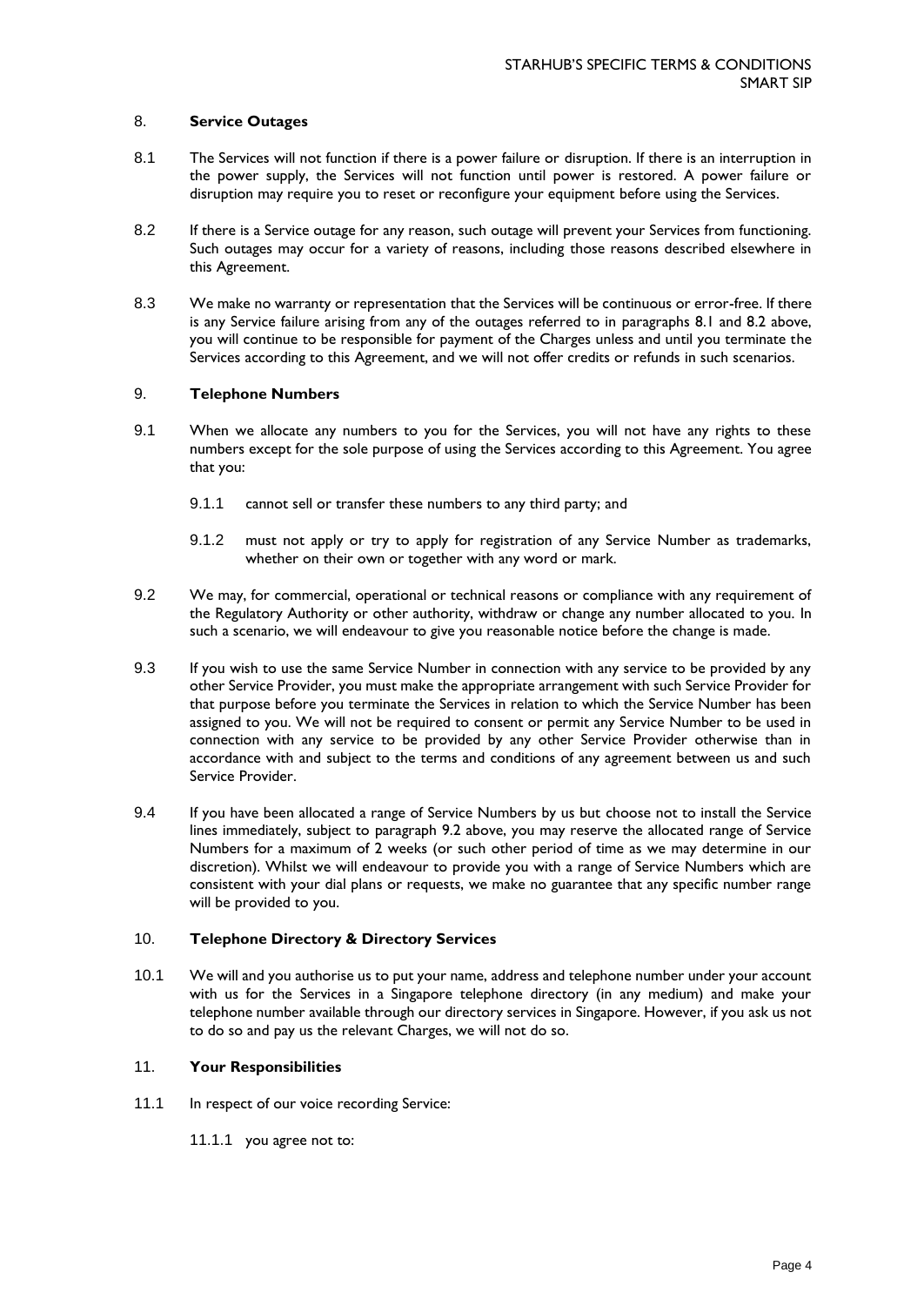## 8. **Service Outages**

8.1 The Services will not function if there is a power failure or disruption. If there is an interruption in the power supply, the Services will not function until power is restored. A power failure or disruption may require you to reset or reconfigure your equipment before using the Services.

8.2 If there is a Service outage for any reason, such outage will prevent your Services from functioning. Such outages may occur for a variety of reasons, including those reasons described elsewhere in this Agreement.

8.3 We make no warranty or representation that the Services will be continuous or error-free. If there is any Service failure arising from any of the outages referred to in paragraphs 8.1 and 8.2 above, you will continue to be responsible for payment of the Charges unless and until you terminate the Services according to this Agreement, and we will not offer credits or refunds in such scenarios.

## 9. **Telephone Numbers**

9.1 When we allocate any numbers to you for the Services, you will not have any rights to these numbers except for the sole purpose of using the Services according to this Agreement. You agree that you:

9.1.1 cannot sell or transfer these numbers to any third party; and

9.1.2 must not apply or try to apply for registration of any Service Number as trademarks, whether on their own or together with any word or mark.

9.2 We may, for commercial, operational or technical reasons or compliance with any requirement of the Regulatory Authority or other authority, withdraw or change any number allocated to you. In such a scenario, we will endeavour to give you reasonable notice before the change is made.

9.3 If you wish to use the same Service Number in connection with any service to be provided by any other Service Provider, you must make the appropriate arrangement with such Service Provider for that purpose before you terminate the Services in relation to which the Service Number has been assigned to you. We will not be required to consent or permit any Service Number to be used in connection with any service to be provided by any other Service Provider otherwise than in accordance with and subject to the terms and conditions of any agreement between us and such Service Provider.

9.4 If you have been allocated a range of Service Numbers by us but choose not to install the Service lines immediately, subject to paragraph 9.2 above, you may reserve the allocated range of Service Numbers for a maximum of 2 weeks (or such other period of time as we may determine in our discretion). Whilst we will endeavour to provide you with a range of Service Numbers which are consistent with your dial plans or requests, we make no guarantee that any specific number range will be provided to you.

## 10. **Telephone Directory & Directory Services**

10.1 We will and you authorise us to put your name, address and telephone number under your account with us for the Services in a Singapore telephone directory (in any medium) and make your telephone number available through our directory services in Singapore. However, if you ask us not to do so and pay us the relevant Charges, we will not do so.

## 11. **Your Responsibilities**

11.1 In respect of our voice recording Service:

11.1.1 you agree not to: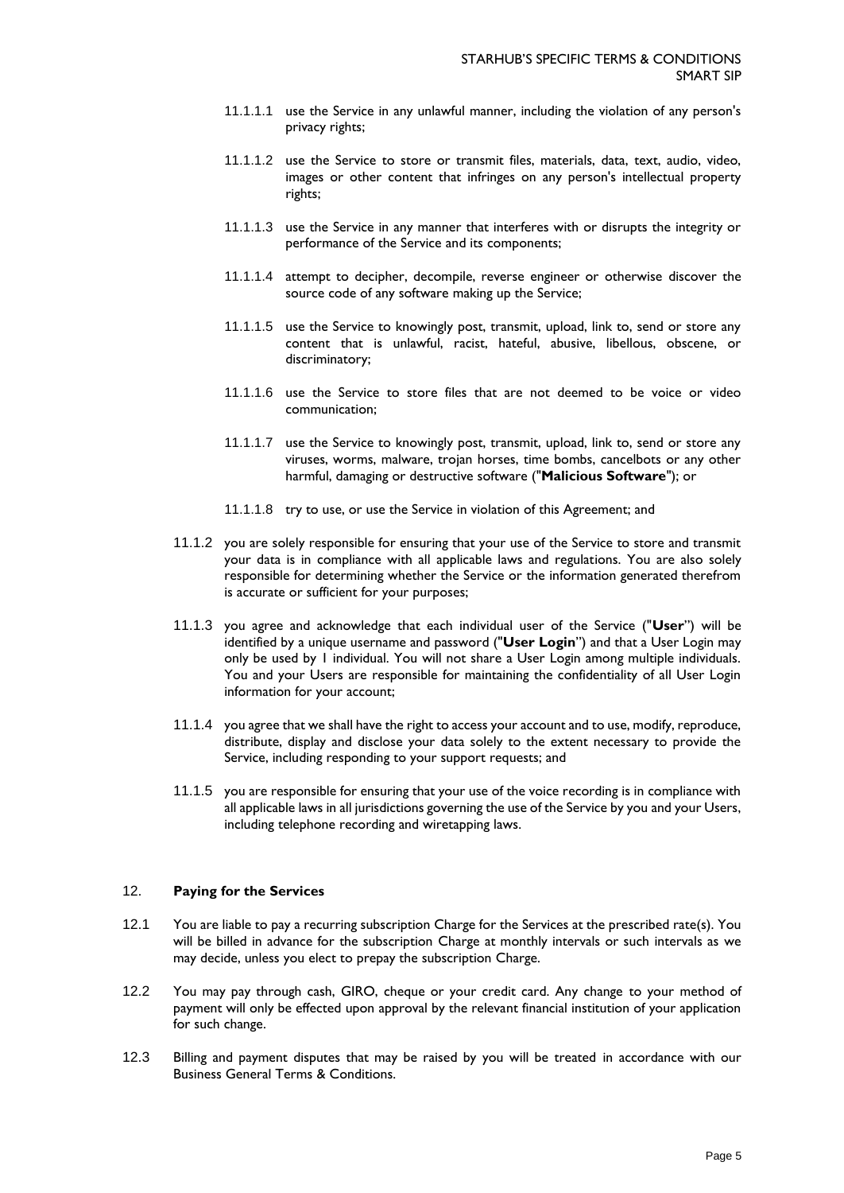11.1.1.1 use the Service in any unlawful manner, including the violation of any person's privacy rights;

11.1.1.2 use the Service to store or transmit files, materials, data, text, audio, video, images or other content that infringes on any person's intellectual property rights;

11.1.1.3 use the Service in any manner that interferes with or disrupts the integrity or performance of the Service and its components;

11.1.1.4 attempt to decipher, decompile, reverse engineer or otherwise discover the source code of any software making up the Service;

11.1.1.5 use the Service to knowingly post, transmit, upload, link to, send or store any content that is unlawful, racist, hateful, abusive, libellous, obscene, or discriminatory;

11.1.1.6 use the Service to store files that are not deemed to be voice or video communication;

11.1.1.7 use the Service to knowingly post, transmit, upload, link to, send or store any viruses, worms, malware, trojan horses, time bombs, cancelbots or any other harmful, damaging or destructive software ("**Malicious Software**"); or

11.1.1.8 try to use, or use the Service in violation of this Agreement; and

11.1.2 you are solely responsible for ensuring that your use of the Service to store and transmit your data is in compliance with all applicable laws and regulations. You are also solely responsible for determining whether the Service or the information generated therefrom is accurate or sufficient for your purposes;

11.1.3 you agree and acknowledge that each individual user of the Service ("**User**") will be identified by a unique username and password ("**User Login**") and that a User Login may only be used by 1 individual. You will not share a User Login among multiple individuals. You and your Users are responsible for maintaining the confidentiality of all User Login information for your account;

11.1.4 you agree that we shall have the right to access your account and to use, modify, reproduce, distribute, display and disclose your data solely to the extent necessary to provide the Service, including responding to your support requests; and

11.1.5 you are responsible for ensuring that your use of the voice recording is in compliance with all applicable laws in all jurisdictions governing the use of the Service by you and your Users, including telephone recording and wiretapping laws.

## 12. **Paying for the Services**

12.1 You are liable to pay a recurring subscription Charge for the Services at the prescribed rate(s). You will be billed in advance for the subscription Charge at monthly intervals or such intervals as we may decide, unless you elect to prepay the subscription Charge.

12.2 You may pay through cash, GIRO, cheque or your credit card. Any change to your method of payment will only be effected upon approval by the relevant financial institution of your application for such change.

12.3 Billing and payment disputes that may be raised by you will be treated in accordance with our Business General Terms & Conditions.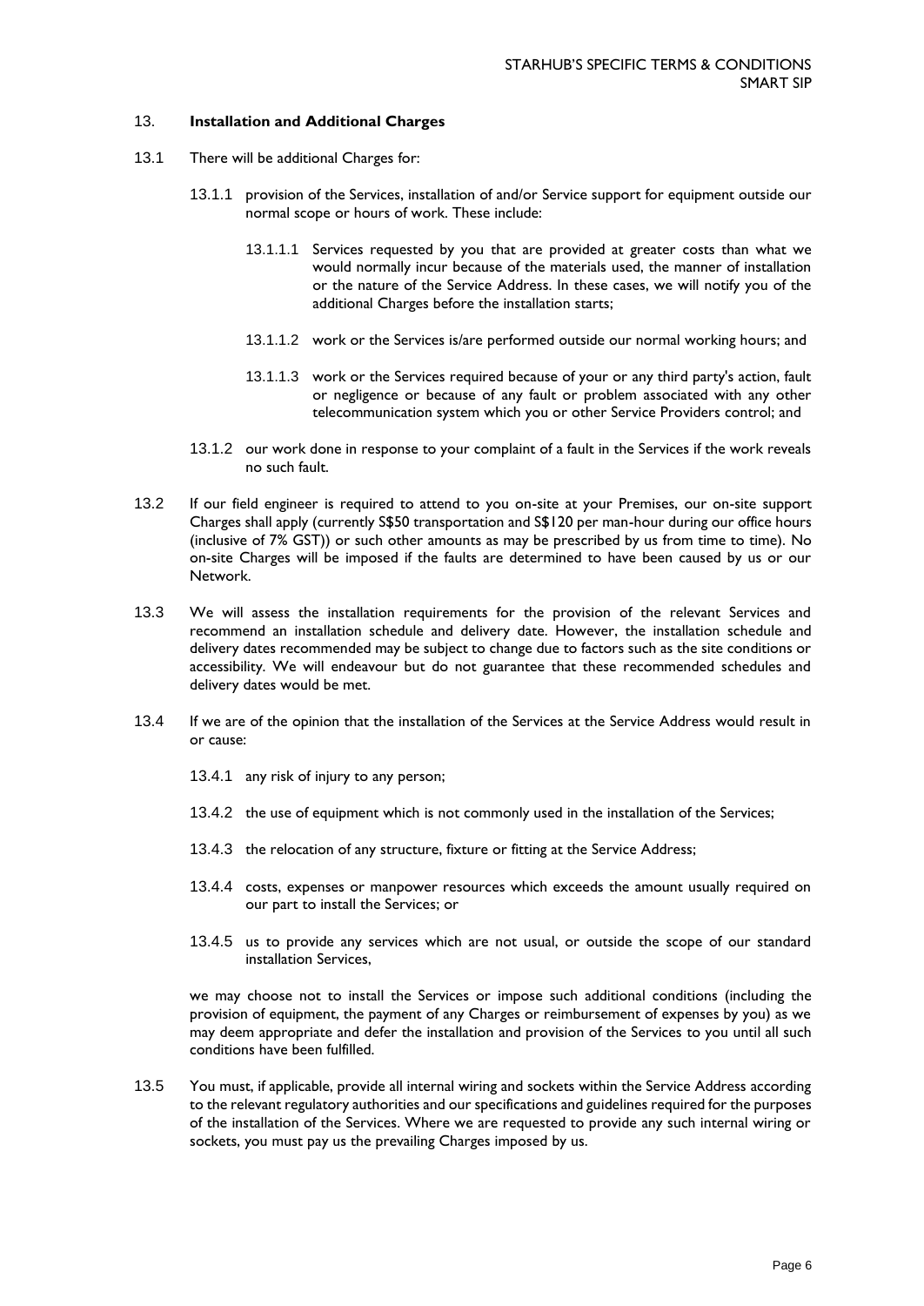## 13. Installation and Additional Charges

13.1 There will be additional Charges for:

13.1.1 provision of the Services, installation of and/or Service support for equipment outside our normal scope or hours of work. These include:

13.1.1.1 Services requested by you that are provided at greater costs than what we would normally incur because of the materials used, the manner of installation or the nature of the Service Address. In these cases, we will notify you of the additional Charges before the installation starts;

13.1.1.2 work or the Services is/are performed outside our normal working hours; and

13.1.1.3 work or the Services required because of your or any third party's action, fault or negligence or because of any fault or problem associated with any other telecommunication system which you or other Service Providers control; and

13.1.2 our work done in response to your complaint of a fault in the Services if the work reveals no such fault.

13.2 If our field engineer is required to attend to you on-site at your Premises, our on-site support Charges shall apply (currently S$50 transportation and S$120 per man-hour during our office hours (inclusive of 7% GST)) or such other amounts as may be prescribed by us from time to time). No on-site Charges will be imposed if the faults are determined to have been caused by us or our Network.

13.3 We will assess the installation requirements for the provision of the relevant Services and recommend an installation schedule and delivery date. However, the installation schedule and delivery dates recommended may be subject to change due to factors such as the site conditions or accessibility. We will endeavour but do not guarantee that these recommended schedules and delivery dates would be met.

13.4 If we are of the opinion that the installation of the Services at the Service Address would result in or cause:

13.4.1 any risk of injury to any person;

13.4.2 the use of equipment which is not commonly used in the installation of the Services;

13.4.3 the relocation of any structure, fixture or fitting at the Service Address;

13.4.4 costs, expenses or manpower resources which exceeds the amount usually required on our part to install the Services; or

13.4.5 us to provide any services which are not usual, or outside the scope of our standard installation Services,

we may choose not to install the Services or impose such additional conditions (including the provision of equipment, the payment of any Charges or reimbursement of expenses by you) as we may deem appropriate and defer the installation and provision of the Services to you until all such conditions have been fulfilled.

13.5 You must, if applicable, provide all internal wiring and sockets within the Service Address according to the relevant regulatory authorities and our specifications and guidelines required for the purposes of the installation of the Services. Where we are requested to provide any such internal wiring or sockets, you must pay us the prevailing Charges imposed by us.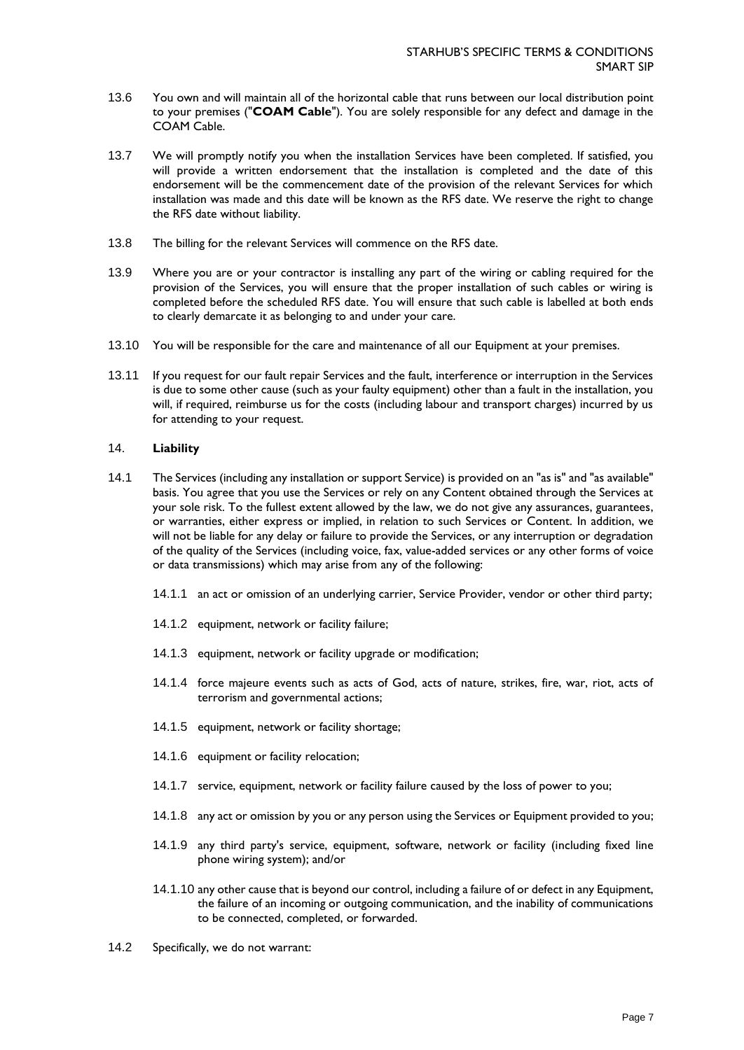13.6 You own and will maintain all of the horizontal cable that runs between our local distribution point to your premises ("**COAM Cable**"). You are solely responsible for any defect and damage in the COAM Cable.

13.7 We will promptly notify you when the installation Services have been completed. If satisfied, you will provide a written endorsement that the installation is completed and the date of this endorsement will be the commencement date of the provision of the relevant Services for which installation was made and this date will be known as the RFS date. We reserve the right to change the RFS date without liability.

13.8 The billing for the relevant Services will commence on the RFS date.

13.9 Where you are or your contractor is installing any part of the wiring or cabling required for the provision of the Services, you will ensure that the proper installation of such cables or wiring is completed before the scheduled RFS date. You will ensure that such cable is labelled at both ends to clearly demarcate it as belonging to and under your care.

13.10 You will be responsible for the care and maintenance of all our Equipment at your premises.

13.11 If you request for our fault repair Services and the fault, interference or interruption in the Services is due to some other cause (such as your faulty equipment) other than a fault in the installation, you will, if required, reimburse us for the costs (including labour and transport charges) incurred by us for attending to your request.

## 14. **Liability**

14.1 The Services (including any installation or support Service) is provided on an "as is" and "as available" basis. You agree that you use the Services or rely on any Content obtained through the Services at your sole risk. To the fullest extent allowed by the law, we do not give any assurances, guarantees, or warranties, either express or implied, in relation to such Services or Content. In addition, we will not be liable for any delay or failure to provide the Services, or any interruption or degradation of the quality of the Services (including voice, fax, value-added services or any other forms of voice or data transmissions) which may arise from any of the following:

14.1.1 an act or omission of an underlying carrier, Service Provider, vendor or other third party;

14.1.2 equipment, network or facility failure;

14.1.3 equipment, network or facility upgrade or modification;

14.1.4 force majeure events such as acts of God, acts of nature, strikes, fire, war, riot, acts of terrorism and governmental actions;

14.1.5 equipment, network or facility shortage;

14.1.6 equipment or facility relocation;

14.1.7 service, equipment, network or facility failure caused by the loss of power to you;

14.1.8 any act or omission by you or any person using the Services or Equipment provided to you;

14.1.9 any third party's service, equipment, software, network or facility (including fixed line phone wiring system); and/or

14.1.10 any other cause that is beyond our control, including a failure of or defect in any Equipment, the failure of an incoming or outgoing communication, and the inability of communications to be connected, completed, or forwarded.

14.2 Specifically, we do not warrant: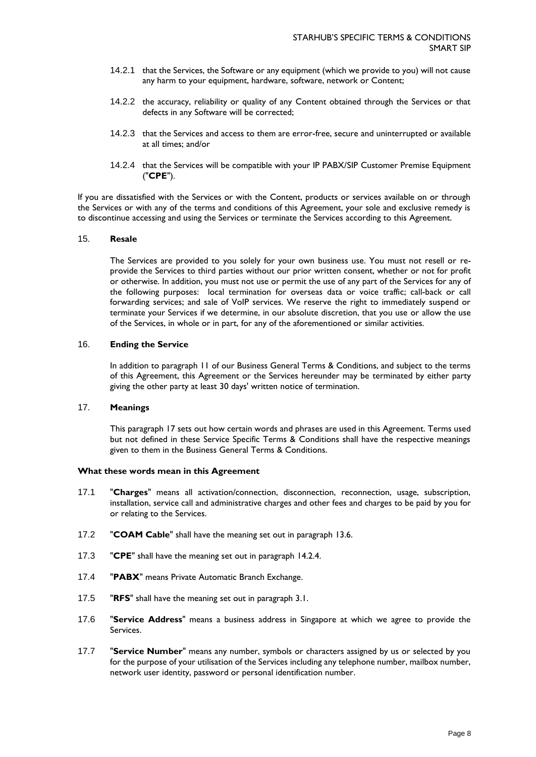14.2.1 that the Services, the Software or any equipment (which we provide to you) will not cause any harm to your equipment, hardware, software, network or Content;

14.2.2 the accuracy, reliability or quality of any Content obtained through the Services or that defects in any Software will be corrected;

14.2.3 that the Services and access to them are error-free, secure and uninterrupted or available at all times; and/or

14.2.4 that the Services will be compatible with your IP PABX/SIP Customer Premise Equipment ("**CPE**").

If you are dissatisfied with the Services or with the Content, products or services available on or through the Services or with any of the terms and conditions of this Agreement, your sole and exclusive remedy is to discontinue accessing and using the Services or terminate the Services according to this Agreement.

## 15. Resale

The Services are provided to you solely for your own business use. You must not resell or re-provide the Services to third parties without our prior written consent, whether or not for profit or otherwise. In addition, you must not use or permit the use of any part of the Services for any of the following purposes: local termination for overseas data or voice traffic; call-back or call forwarding services; and sale of VoIP services. We reserve the right to immediately suspend or terminate your Services if we determine, in our absolute discretion, that you use or allow the use of the Services, in whole or in part, for any of the aforementioned or similar activities.

## 16. Ending the Service

In addition to paragraph 11 of our Business General Terms & Conditions, and subject to the terms of this Agreement, this Agreement or the Services hereunder may be terminated by either party giving the other party at least 30 days' written notice of termination.

## 17. Meanings

This paragraph 17 sets out how certain words and phrases are used in this Agreement. Terms used but not defined in these Service Specific Terms & Conditions shall have the respective meanings given to them in the Business General Terms & Conditions.

**What these words mean in this Agreement**

17.1 "**Charges**" means all activation/connection, disconnection, reconnection, usage, subscription, installation, service call and administrative charges and other fees and charges to be paid by you for or relating to the Services.

17.2 "**COAM Cable**" shall have the meaning set out in paragraph 13.6.

17.3 "**CPE**" shall have the meaning set out in paragraph 14.2.4.

17.4 "**PABX**" means Private Automatic Branch Exchange.

17.5 "**RFS**" shall have the meaning set out in paragraph 3.1.

17.6 "**Service Address**" means a business address in Singapore at which we agree to provide the Services.

17.7 "**Service Number**" means any number, symbols or characters assigned by us or selected by you for the purpose of your utilisation of the Services including any telephone number, mailbox number, network user identity, password or personal identification number.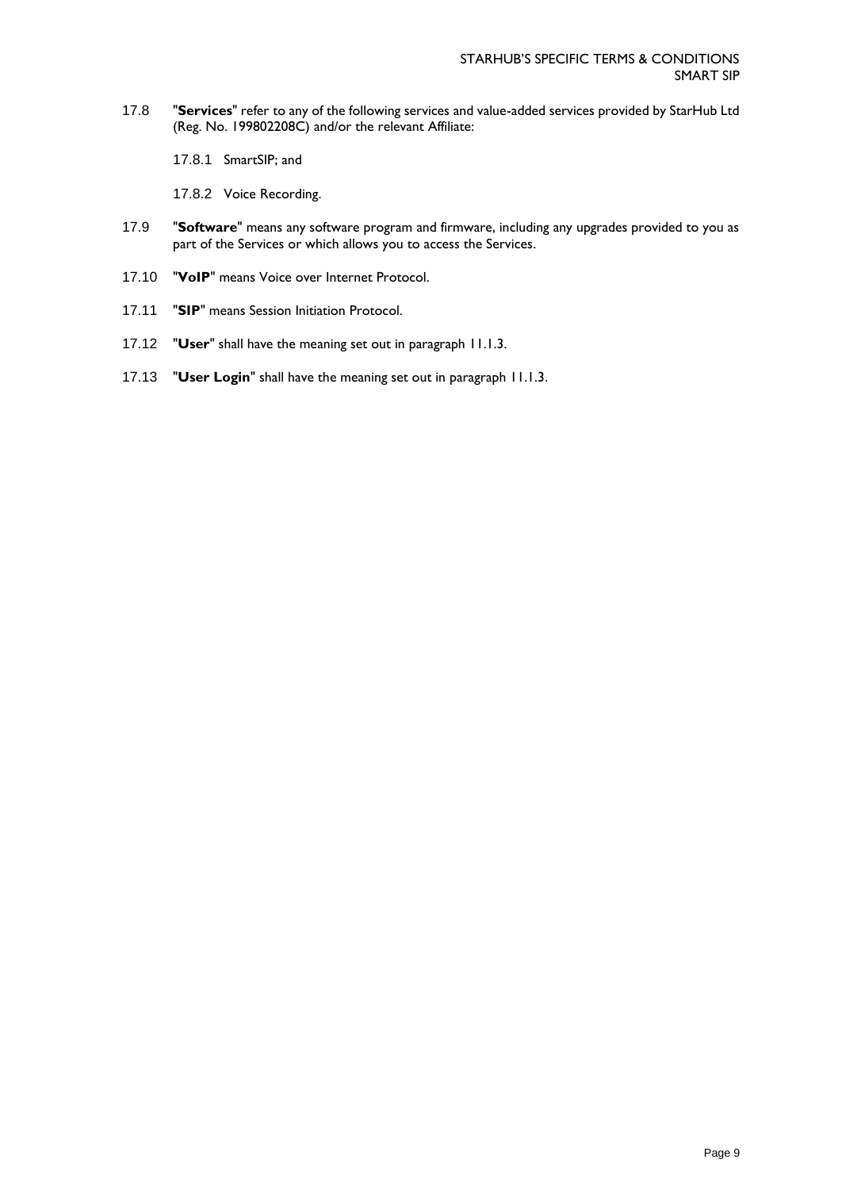17.8 "**Services**" refer to any of the following services and value-added services provided by StarHub Ltd (Reg. No. 199802208C) and/or the relevant Affiliate:

17.8.1 SmartSIP; and

17.8.2 Voice Recording.

17.9 "**Software**" means any software program and firmware, including any upgrades provided to you as part of the Services or which allows you to access the Services.

17.10 "**VoIP**" means Voice over Internet Protocol.

17.11 "**SIP**" means Session Initiation Protocol.

17.12 "**User**" shall have the meaning set out in paragraph 11.1.3.

17.13 "**User Login**" shall have the meaning set out in paragraph 11.1.3.